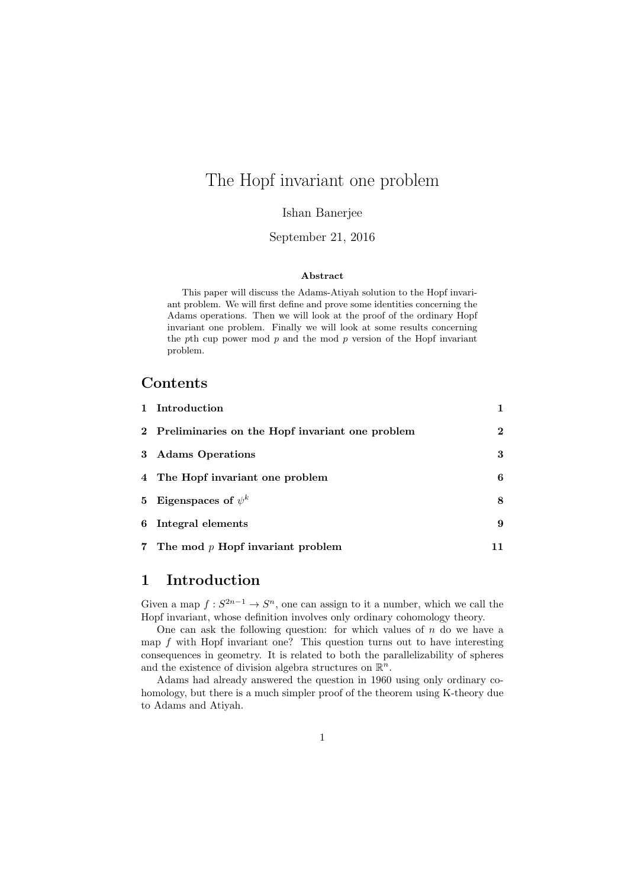# The Hopf invariant one problem

Ishan Banerjee

September 21, 2016

**Abstract**

This paper will discuss the Adams-Atiyah solution to the Hopf invariant problem. We will first define and prove some identities concerning the Adams operations. Then we will look at the proof of the ordinary Hopf invariant one problem. Finally we will look at some results concerning the $p$th cup power mod $p$ and the mod $p$ version of the Hopf invariant problem.

## Contents

| | | |
|---|---|---|
| 1 | **Introduction** | **1** |
| 2 | **Preliminaries on the Hopf invariant one problem** | **2** |
| 3 | **Adams Operations** | **3** |
| 4 | **The Hopf invariant one problem** | **6** |
| 5 | **Eigenspaces of $\psi^k$** | **8** |
| 6 | **Integral elements** | **9** |
| 7 | **The mod $p$ Hopf invariant problem** | **11** |

## 1 Introduction

Given a map $f : S^{2n-1} \to S^n$, one can assign to it a number, which we call the Hopf invariant, whose definition involves only ordinary cohomology theory.

One can ask the following question: for which values of $n$ do we have a map $f$ with Hopf invariant one? This question turns out to have interesting consequences in geometry. It is related to both the parallelizability of spheres and the existence of division algebra structures on $\mathbb{R}^n$.

Adams had already answered the question in 1960 using only ordinary cohomology, but there is a much simpler proof of the theorem using K-theory due to Adams and Atiyah.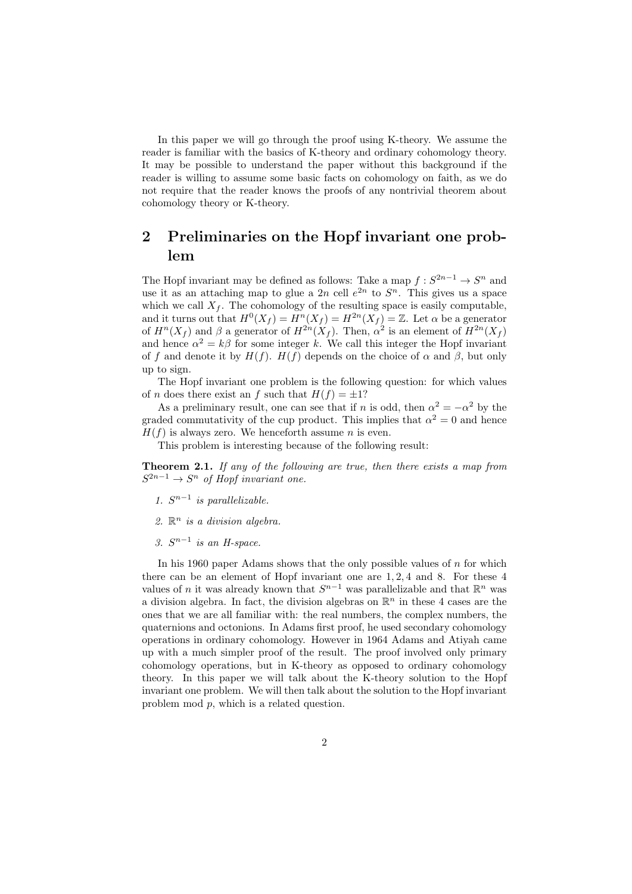In this paper we will go through the proof using K-theory. We assume the reader is familiar with the basics of K-theory and ordinary cohomology theory. It may be possible to understand the paper without this background if the reader is willing to assume some basic facts on cohomology on faith, as we do not require that the reader knows the proofs of any nontrivial theorem about cohomology theory or K-theory.

## 2 Preliminaries on the Hopf invariant one problem

The Hopf invariant may be defined as follows: Take a map $f : S^{2n-1} \to S^n$ and use it as an attaching map to glue a $2n$ cell $e^{2n}$ to $S^n$. This gives us a space which we call $X_f$. The cohomology of the resulting space is easily computable, and it turns out that $H^0(X_f) = H^n(X_f) = H^{2n}(X_f) = \mathbb{Z}$. Let $\alpha$ be a generator of $H^n(X_f)$ and $\beta$ a generator of $H^{2n}(X_f)$. Then, $\alpha^2$ is an element of $H^{2n}(X_f)$ and hence $\alpha^2 = k\beta$ for some integer $k$. We call this integer the Hopf invariant of $f$ and denote it by $H(f)$. $H(f)$ depends on the choice of $\alpha$ and $\beta$, but only up to sign.

The Hopf invariant one problem is the following question: for which values of $n$ does there exist an $f$ such that $H(f) = \pm 1$?

As a preliminary result, one can see that if $n$ is odd, then $\alpha^2 = -\alpha^2$ by the graded commutativity of the cup product. This implies that $\alpha^2 = 0$ and hence $H(f)$ is always zero. We henceforth assume $n$ is even.

This problem is interesting because of the following result:

**Theorem 2.1.** *If any of the following are true, then there exists a map from $S^{2n-1} \to S^n$ of Hopf invariant one.*

1. *$S^{n-1}$ is parallelizable.*
2. *$\mathbb{R}^n$ is a division algebra.*
3. *$S^{n-1}$ is an H-space.*

In his 1960 paper Adams shows that the only possible values of $n$ for which there can be an element of Hopf invariant one are $1, 2, 4$ and $8$. For these 4 values of $n$ it was already known that $S^{n-1}$ was parallelizable and that $\mathbb{R}^n$ was a division algebra. In fact, the division algebras on $\mathbb{R}^n$ in these 4 cases are the ones that we are all familiar with: the real numbers, the complex numbers, the quaternions and octonions. In Adams first proof, he used secondary cohomology operations in ordinary cohomology. However in 1964 Adams and Atiyah came up with a much simpler proof of the result. The proof involved only primary cohomology operations, but in K-theory as opposed to ordinary cohomology theory. In this paper we will talk about the K-theory solution to the Hopf invariant one problem. We will then talk about the solution to the Hopf invariant problem mod $p$, which is a related question.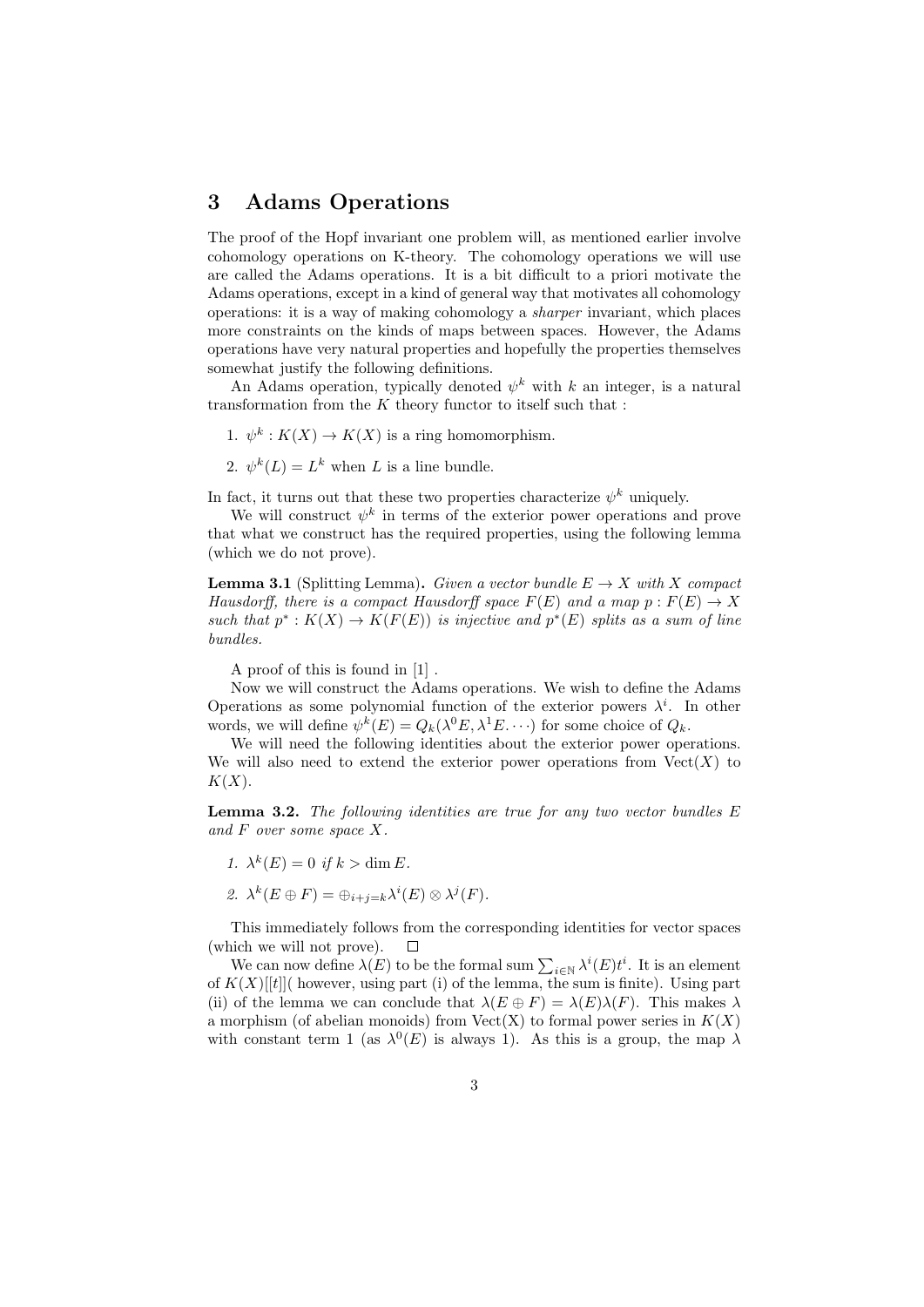## 3 Adams Operations

The proof of the Hopf invariant one problem will, as mentioned earlier involve cohomology operations on K-theory. The cohomology operations we will use are called the Adams operations. It is a bit difficult to a priori motivate the Adams operations, except in a kind of general way that motivates all cohomology operations: it is a way of making cohomology a *sharper* invariant, which places more constraints on the kinds of maps between spaces. However, the Adams operations have very natural properties and hopefully the properties themselves somewhat justify the following definitions.

An Adams operation, typically denoted $\psi^k$ with $k$ an integer, is a natural transformation from the $K$ theory functor to itself such that :

1. $\psi^k : K(X) \to K(X)$ is a ring homomorphism.
2. $\psi^k(L) = L^k$ when $L$ is a line bundle.

In fact, it turns out that these two properties characterize $\psi^k$ uniquely.

We will construct $\psi^k$ in terms of the exterior power operations and prove that what we construct has the required properties, using the following lemma (which we do not prove).

**Lemma 3.1** (Splitting Lemma)**.** *Given a vector bundle $E \to X$ with $X$ compact Hausdorff, there is a compact Hausdorff space $F(E)$ and a map $p : F(E) \to X$ such that $p^* : K(X) \to K(F(E))$ is injective and $p^*(E)$ splits as a sum of line bundles.*

A proof of this is found in [1] .

Now we will construct the Adams operations. We wish to define the Adams Operations as some polynomial function of the exterior powers $\lambda^i$. In other words, we will define $\psi^k(E) = Q_k(\lambda^0 E, \lambda^1 E \cdots)$ for some choice of $Q_k$.

We will need the following identities about the exterior power operations. We will also need to extend the exterior power operations from $\text{Vect}(X)$ to $K(X)$.

**Lemma 3.2.** *The following identities are true for any two vector bundles $E$ and $F$ over some space $X$.*

1. $\lambda^k(E) = 0$ *if* $k > \dim E$.
2. $\lambda^k(E \oplus F) = \oplus_{i+j=k} \lambda^i(E) \otimes \lambda^j(F)$.

This immediately follows from the corresponding identities for vector spaces (which we will not prove). $\square$

We can now define $\lambda(E)$ to be the formal sum $\sum_{i \in \mathbb{N}} \lambda^i(E) t^i$. It is an element of $K(X)[[t]]$( however, using part (i) of the lemma, the sum is finite). Using part (ii) of the lemma we can conclude that $\lambda(E \oplus F) = \lambda(E)\lambda(F)$. This makes $\lambda$ a morphism (of abelian monoids) from Vect(X) to formal power series in $K(X)$ with constant term 1 (as $\lambda^0(E)$ is always 1). As this is a group, the map $\lambda$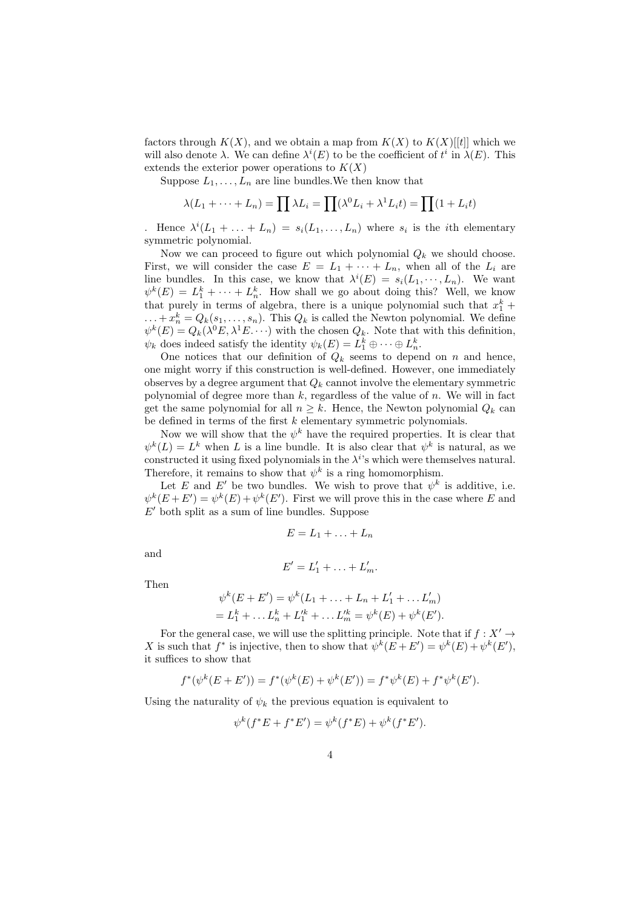factors through $K(X)$, and we obtain a map from $K(X)$ to $K(X)[[t]]$ which we will also denote $\lambda$. We can define $\lambda^i(E)$ to be the coefficient of $t^i$ in $\lambda(E)$. This extends the exterior power operations to $K(X)$

Suppose $L_1, \ldots, L_n$ are line bundles.We then know that

$$\lambda(L_1 + \cdots + L_n) = \prod \lambda L_i = \prod(\lambda^0 L_i + \lambda^1 L_i t) = \prod(1 + L_i t)$$

. Hence $\lambda^i(L_1 + \ldots + L_n) = s_i(L_1, \ldots, L_n)$ where $s_i$ is the $i$th elementary symmetric polynomial.

Now we can proceed to figure out which polynomial $Q_k$ we should choose. First, we will consider the case $E = L_1 + \cdots + L_n$, when all of the $L_i$ are line bundles. In this case, we know that $\lambda^i(E) = s_i(L_1, \cdots, L_n)$. We want $\psi^k(E) = L_1^k + \cdots + L_n^k$. How shall we go about doing this? Well, we know that purely in terms of algebra, there is a unique polynomial such that $x_1^k + \ldots + x_n^k = Q_k(s_1, \ldots, s_n)$. This $Q_k$ is called the Newton polynomial. We define $\psi^k(E) = Q_k(\lambda^0 E, \lambda^1 E. \cdots)$ with the chosen $Q_k$. Note that with this definition, $\psi_k$ does indeed satisfy the identity $\psi_k(E) = L_1^k \oplus \cdots \oplus L_n^k$.

One notices that our definition of $Q_k$ seems to depend on $n$ and hence, one might worry if this construction is well-defined. However, one immediately observes by a degree argument that $Q_k$ cannot involve the elementary symmetric polynomial of degree more than $k$, regardless of the value of $n$. We will in fact get the same polynomial for all $n \geq k$. Hence, the Newton polynomial $Q_k$ can be defined in terms of the first $k$ elementary symmetric polynomials.

Now we will show that the $\psi^k$ have the required properties. It is clear that $\psi^k(L) = L^k$ when $L$ is a line bundle. It is also clear that $\psi^k$ is natural, as we constructed it using fixed polynomials in the $\lambda^i$'s which were themselves natural. Therefore, it remains to show that $\psi^k$ is a ring homomorphism.

Let $E$ and $E'$ be two bundles. We wish to prove that $\psi^k$ is additive, i.e. $\psi^k(E+E') = \psi^k(E) + \psi^k(E')$. First we will prove this in the case where $E$ and $E'$ both split as a sum of line bundles. Suppose

$$E = L_1 + \ldots + L_n$$

and

$$E' = L'_1 + \ldots + L'_m.$$

Then

$$\begin{aligned} \psi^k(E + E') &= \psi^k(L_1 + \ldots + L_n + L'_1 + \ldots L'_m) \\ &= L_1^k + \ldots L_n^k + L_1'^k + \ldots L_m'^k = \psi^k(E) + \psi^k(E'). \end{aligned}$$

For the general case, we will use the splitting principle. Note that if $f : X' \to X$ is such that $f^*$ is injective, then to show that $\psi^k(E+E') = \psi^k(E) + \psi^k(E')$, it suffices to show that

$$f^*(\psi^k(E+E')) = f^*(\psi^k(E) + \psi^k(E')) = f^*\psi^k(E) + f^*\psi^k(E').$$

Using the naturality of $\psi_k$ the previous equation is equivalent to

$$\psi^k(f^*E + f^*E') = \psi^k(f^*E) + \psi^k(f^*E').$$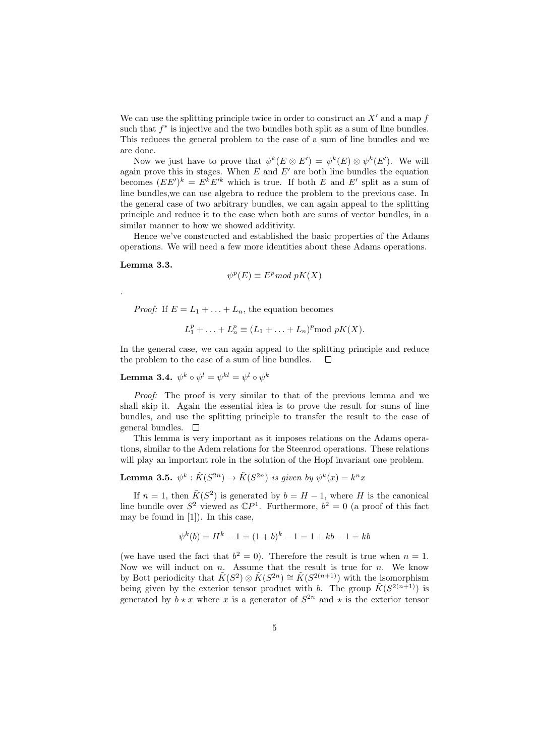We can use the splitting principle twice in order to construct an $X'$ and a map $f$ such that $f^*$ is injective and the two bundles both split as a sum of line bundles. This reduces the general problem to the case of a sum of line bundles and we are done.

Now we just have to prove that $\psi^k(E \otimes E') = \psi^k(E) \otimes \psi^k(E')$. We will again prove this in stages. When $E$ and $E'$ are both line bundles the equation becomes $(EE')^k = E^k E'^k$ which is true. If both $E$ and $E'$ split as a sum of line bundles,we can use algebra to reduce the problem to the previous case. In the general case of two arbitrary bundles, we can again appeal to the splitting principle and reduce it to the case when both are sums of vector bundles, in a similar manner to how we showed additivity.

Hence we've constructed and established the basic properties of the Adams operations. We will need a few more identities about these Adams operations.

**Lemma 3.3.**

$$\psi^p(E) \equiv E^p \, mod \; pK(X)$$

.

*Proof:* If $E = L_1 + \ldots + L_n$, the equation becomes

$$L_1^p + \ldots + L_n^p \equiv (L_1 + \ldots + L_n)^p \text{mod } pK(X).$$

In the general case, we can again appeal to the splitting principle and reduce the problem to the case of a sum of line bundles. □

**Lemma 3.4.** $\psi^k \circ \psi^l = \psi^{kl} = \psi^l \circ \psi^k$

*Proof:* The proof is very similar to that of the previous lemma and we shall skip it. Again the essential idea is to prove the result for sums of line bundles, and use the splitting principle to transfer the result to the case of general bundles. □

This lemma is very important as it imposes relations on the Adams operations, similar to the Adem relations for the Steenrod operations. These relations will play an important role in the solution of the Hopf invariant one problem.

**Lemma 3.5.** *$\psi^k : \tilde{K}(S^{2n}) \to \tilde{K}(S^{2n})$ is given by $\psi^k(x) = k^n x$*

If $n = 1$, then $\tilde{K}(S^2)$ is generated by $b = H - 1$, where $H$ is the canonical line bundle over $S^2$ viewed as $\mathbb{C}P^1$. Furthermore, $b^2 = 0$ (a proof of this fact may be found in [1]). In this case,

$$\psi^k(b) = H^k - 1 = (1 + b)^k - 1 = 1 + kb - 1 = kb$$

(we have used the fact that $b^2 = 0$). Therefore the result is true when $n = 1$. Now we will induct on $n$. Assume that the result is true for $n$. We know by Bott periodicity that $\tilde{K}(S^2) \otimes \tilde{K}(S^{2n}) \cong \tilde{K}(S^{2(n+1)})$ with the isomorphism being given by the exterior tensor product with $b$. The group $\tilde{K}(S^{2(n+1)})$ is generated by $b \star x$ where $x$ is a generator of $S^{2n}$ and $\star$ is the exterior tensor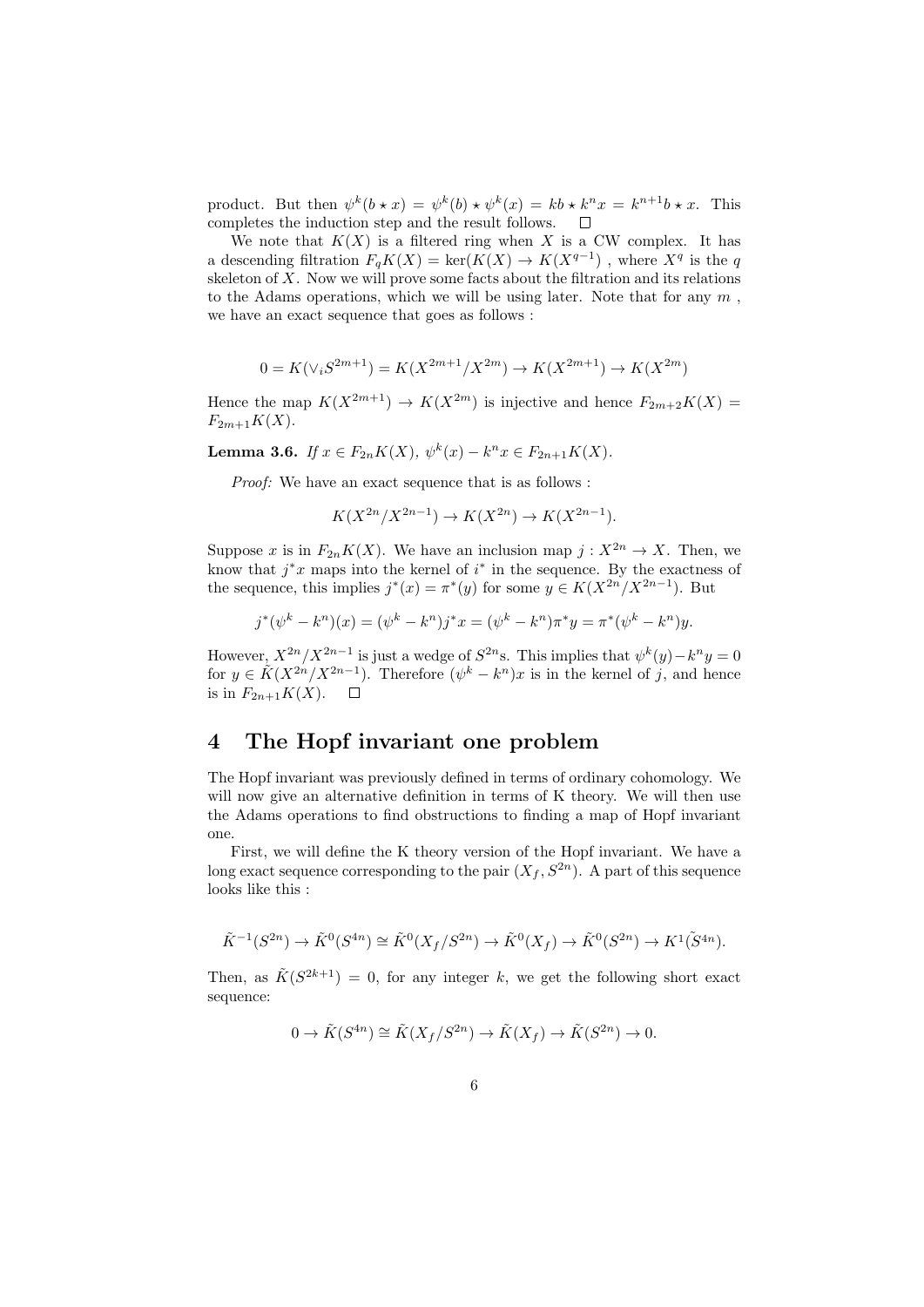product. But then $\psi^k(b \star x) = \psi^k(b) \star \psi^k(x) = kb \star k^n x = k^{n+1} b \star x$. This completes the induction step and the result follows. $\square$

We note that $K(X)$ is a filtered ring when $X$ is a CW complex. It has a descending filtration $F_q K(X) = \ker(K(X) \to K(X^{q-1})$ , where $X^q$ is the $q$ skeleton of $X$. Now we will prove some facts about the filtration and its relations to the Adams operations, which we will be using later. Note that for any $m$ , we have an exact sequence that goes as follows :

$$0 = K(\vee_i S^{2m+1}) = K(X^{2m+1}/X^{2m}) \to K(X^{2m+1}) \to K(X^{2m})$$

Hence the map $K(X^{2m+1}) \to K(X^{2m})$ is injective and hence $F_{2m+2}K(X) = F_{2m+1}K(X)$.

**Lemma 3.6.** *If $x \in F_{2n}K(X)$, $\psi^k(x) - k^n x \in F_{2n+1}K(X)$.*

*Proof:* We have an exact sequence that is as follows :

$$K(X^{2n}/X^{2n-1}) \to K(X^{2n}) \to K(X^{2n-1}).$$

Suppose $x$ is in $F_{2n}K(X)$. We have an inclusion map $j : X^{2n} \to X$. Then, we know that $j^* x$ maps into the kernel of $i^*$ in the sequence. By the exactness of the sequence, this implies $j^*(x) = \pi^*(y)$ for some $y \in K(X^{2n}/X^{2n-1})$. But

$$j^*(\psi^k - k^n)(x) = (\psi^k - k^n) j^* x = (\psi^k - k^n)\pi^* y = \pi^*(\psi^k - k^n) y.$$

However, $X^{2n}/X^{2n-1}$ is just a wedge of $S^{2n}$s. This implies that $\psi^k(y) - k^n y = 0$ for $y \in \tilde{K}(X^{2n}/X^{2n-1})$. Therefore $(\psi^k - k^n)x$ is in the kernel of $j$, and hence is in $F_{2n+1}K(X)$. $\square$

# 4 The Hopf invariant one problem

The Hopf invariant was previously defined in terms of ordinary cohomology. We will now give an alternative definition in terms of K theory. We will then use the Adams operations to find obstructions to finding a map of Hopf invariant one.

First, we will define the K theory version of the Hopf invariant. We have a long exact sequence corresponding to the pair $(X_f, S^{2n})$. A part of this sequence looks like this :

$$\tilde{K}^{-1}(S^{2n}) \to \tilde{K}^0(S^{4n}) \cong \tilde{K}^0(X_f/S^{2n}) \to \tilde{K}^0(X_f) \to \tilde{K}^0(S^{2n}) \to K^1(\tilde{S}^{4n}).$$

Then, as $\tilde{K}(S^{2k+1}) = 0$, for any integer $k$, we get the following short exact sequence:

$$0 \to \tilde{K}(S^{4n}) \cong \tilde{K}(X_f/S^{2n}) \to \tilde{K}(X_f) \to \tilde{K}(S^{2n}) \to 0.$$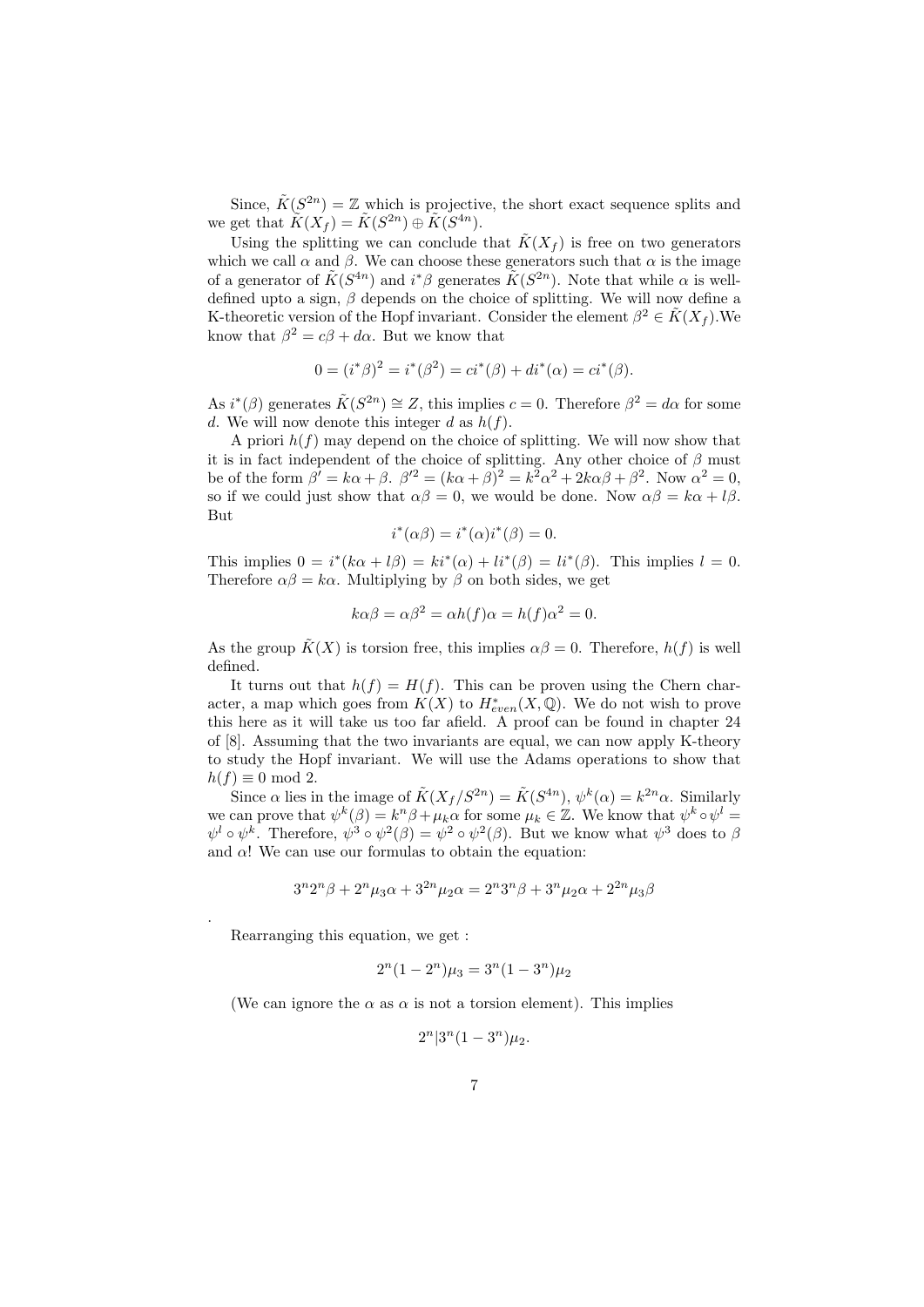Since, $\tilde{K}(S^{2n}) = \mathbb{Z}$ which is projective, the short exact sequence splits and we get that $\tilde{K}(X_f) = \tilde{K}(S^{2n}) \oplus \tilde{K}(S^{4n})$.

Using the splitting we can conclude that $\tilde{K}(X_f)$ is free on two generators which we call $\alpha$ and $\beta$. We can choose these generators such that $\alpha$ is the image of a generator of $\tilde{K}(S^{4n})$ and $i^*\beta$ generates $\tilde{K}(S^{2n})$. Note that while $\alpha$ is well-defined upto a sign, $\beta$ depends on the choice of splitting. We will now define a K-theoretic version of the Hopf invariant. Consider the element $\beta^2 \in \tilde{K}(X_f)$.We know that $\beta^2 = c\beta + d\alpha$. But we know that

$$0 = (i^*\beta)^2 = i^*(\beta^2) = ci^*(\beta) + di^*(\alpha) = ci^*(\beta).$$

As $i^*(\beta)$ generates $\tilde{K}(S^{2n}) \cong Z$, this implies $c = 0$. Therefore $\beta^2 = d\alpha$ for some $d$. We will now denote this integer $d$ as $h(f)$.

A priori $h(f)$ may depend on the choice of splitting. We will now show that it is in fact independent of the choice of splitting. Any other choice of $\beta$ must be of the form $\beta' = k\alpha + \beta$. $\beta'^2 = (k\alpha + \beta)^2 = k^2\alpha^2 + 2k\alpha\beta + \beta^2$. Now $\alpha^2 = 0$, so if we could just show that $\alpha\beta = 0$, we would be done. Now $\alpha\beta = k\alpha + l\beta$. But

$$i^*(\alpha\beta) = i^*(\alpha)i^*(\beta) = 0.$$

This implies $0 = i^*(k\alpha + l\beta) = ki^*(\alpha) + li^*(\beta) = li^*(\beta)$. This implies $l = 0$. Therefore $\alpha\beta = k\alpha$. Multiplying by $\beta$ on both sides, we get

$$k\alpha\beta = \alpha\beta^2 = \alpha h(f)\alpha = h(f)\alpha^2 = 0.$$

As the group $\tilde{K}(X)$ is torsion free, this implies $\alpha\beta = 0$. Therefore, $h(f)$ is well defined.

It turns out that $h(f) = H(f)$. This can be proven using the Chern character, a map which goes from $K(X)$ to $H^*_{even}(X, \mathbb{Q})$. We do not wish to prove this here as it will take us too far afield. A proof can be found in chapter 24 of [8]. Assuming that the two invariants are equal, we can now apply K-theory to study the Hopf invariant. We will use the Adams operations to show that $h(f) \equiv 0 \bmod 2$.

Since $\alpha$ lies in the image of $\tilde{K}(X_f/S^{2n}) = \tilde{K}(S^{4n})$, $\psi^k(\alpha) = k^{2n}\alpha$. Similarly we can prove that $\psi^k(\beta) = k^n\beta + \mu_k\alpha$ for some $\mu_k \in \mathbb{Z}$. We know that $\psi^k \circ \psi^l = \psi^l \circ \psi^k$. Therefore, $\psi^3 \circ \psi^2(\beta) = \psi^2 \circ \psi^2(\beta)$. But we know what $\psi^3$ does to $\beta$ and $\alpha$! We can use our formulas to obtain the equation:

$$3^n 2^n \beta + 2^n \mu_3 \alpha + 3^{2n} \mu_2 \alpha = 2^n 3^n \beta + 3^n \mu_2 \alpha + 2^{2n} \mu_3 \beta$$

.

Rearranging this equation, we get :

$$2^n(1 - 2^n)\mu_3 = 3^n(1 - 3^n)\mu_2$$

(We can ignore the $\alpha$ as $\alpha$ is not a torsion element). This implies

$$2^n | 3^n(1 - 3^n)\mu_2.$$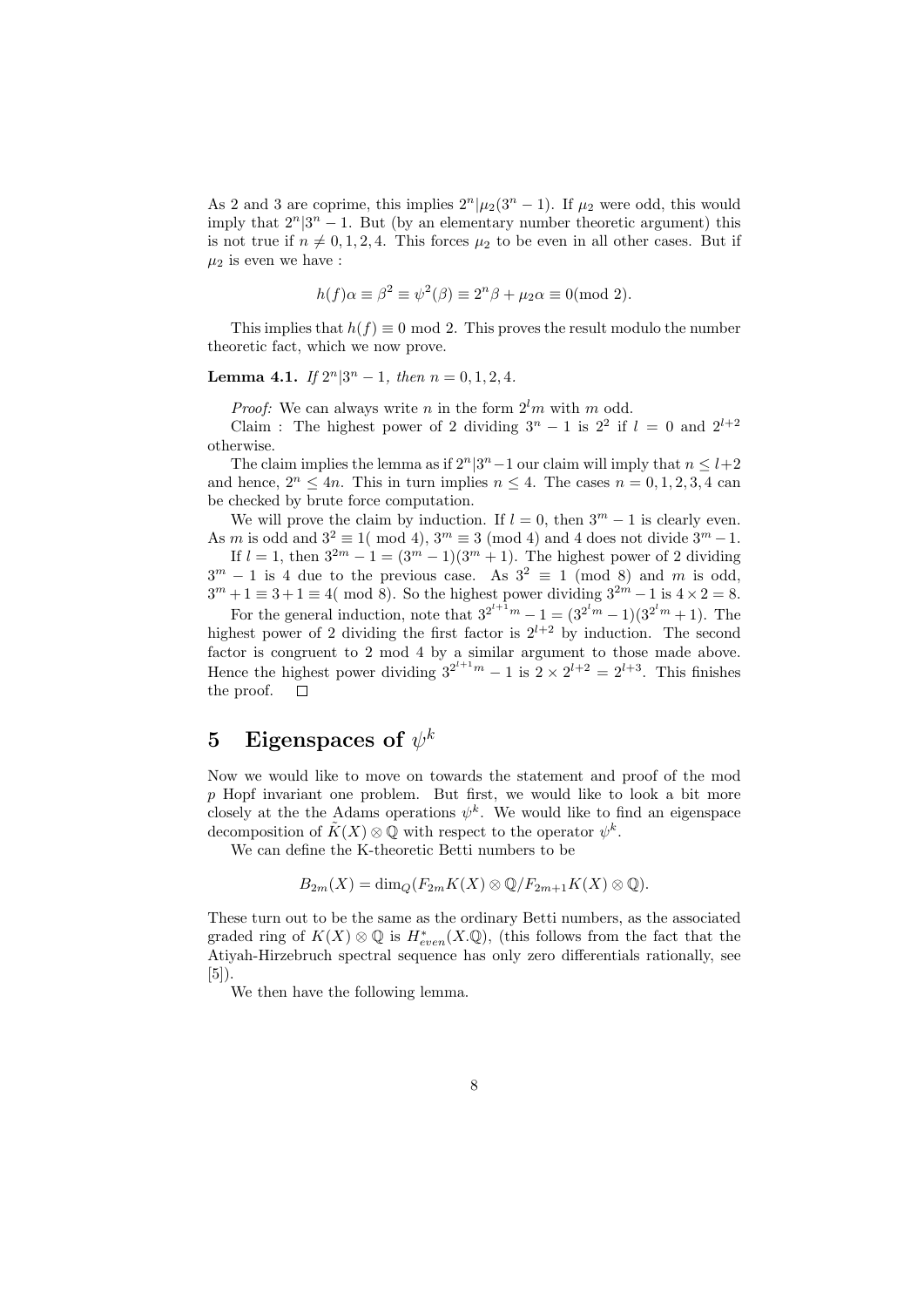As 2 and 3 are coprime, this implies $2^n | \mu_2(3^n - 1)$. If $\mu_2$ were odd, this would imply that $2^n | 3^n - 1$. But (by an elementary number theoretic argument) this is not true if $n \neq 0, 1, 2, 4$. This forces $\mu_2$ to be even in all other cases. But if $\mu_2$ is even we have :

$$h(f)\alpha \equiv \beta^2 \equiv \psi^2(\beta) \equiv 2^n\beta + \mu_2\alpha \equiv 0(\text{mod } 2).$$

This implies that $h(f) \equiv 0 \bmod 2$. This proves the result modulo the number theoretic fact, which we now prove.

**Lemma 4.1.** *If $2^n | 3^n - 1$, then $n = 0, 1, 2, 4$.*

*Proof:* We can always write $n$ in the form $2^l m$ with $m$ odd.

Claim : The highest power of 2 dividing $3^n - 1$ is $2^2$ if $l = 0$ and $2^{l+2}$ otherwise.

The claim implies the lemma as if $2^n | 3^n - 1$ our claim will imply that $n \leq l+2$ and hence, $2^n \leq 4n$. This in turn implies $n \leq 4$. The cases $n = 0, 1, 2, 3, 4$ can be checked by brute force computation.

We will prove the claim by induction. If $l = 0$, then $3^m - 1$ is clearly even. As $m$ is odd and $3^2 \equiv 1(\text{ mod } 4)$, $3^m \equiv 3 \text{ (mod 4)}$ and 4 does not divide $3^m - 1$.

If $l = 1$, then $3^{2m} - 1 = (3^m - 1)(3^m + 1)$. The highest power of 2 dividing $3^m - 1$ is 4 due to the previous case. As $3^2 \equiv 1 \text{ (mod 8)}$ and $m$ is odd, $3^m + 1 \equiv 3 + 1 \equiv 4(\text{ mod } 8)$. So the highest power dividing $3^{2m} - 1$ is $4 \times 2 = 8$.

For the general induction, note that $3^{2^{l+1}m} - 1 = (3^{2^l m} - 1)(3^{2^l m} + 1)$. The highest power of 2 dividing the first factor is $2^{l+2}$ by induction. The second factor is congruent to 2 mod 4 by a similar argument to those made above. Hence the highest power dividing $3^{2^{l+1}m} - 1$ is $2 \times 2^{l+2} = 2^{l+3}$. This finishes the proof. $\square$

# 5 Eigenspaces of $\psi^k$

Now we would like to move on towards the statement and proof of the mod $p$ Hopf invariant one problem. But first, we would like to look a bit more closely at the the Adams operations $\psi^k$. We would like to find an eigenspace decomposition of $\tilde{K}(X) \otimes \mathbb{Q}$ with respect to the operator $\psi^k$.

We can define the K-theoretic Betti numbers to be

$$B_{2m}(X) = \dim_Q(F_{2m}K(X) \otimes \mathbb{Q}/F_{2m+1}K(X) \otimes \mathbb{Q}).$$

These turn out to be the same as the ordinary Betti numbers, as the associated graded ring of $K(X) \otimes \mathbb{Q}$ is $H^*_{even}(X.\mathbb{Q})$, (this follows from the fact that the Atiyah-Hirzebruch spectral sequence has only zero differentials rationally, see [5]).

We then have the following lemma.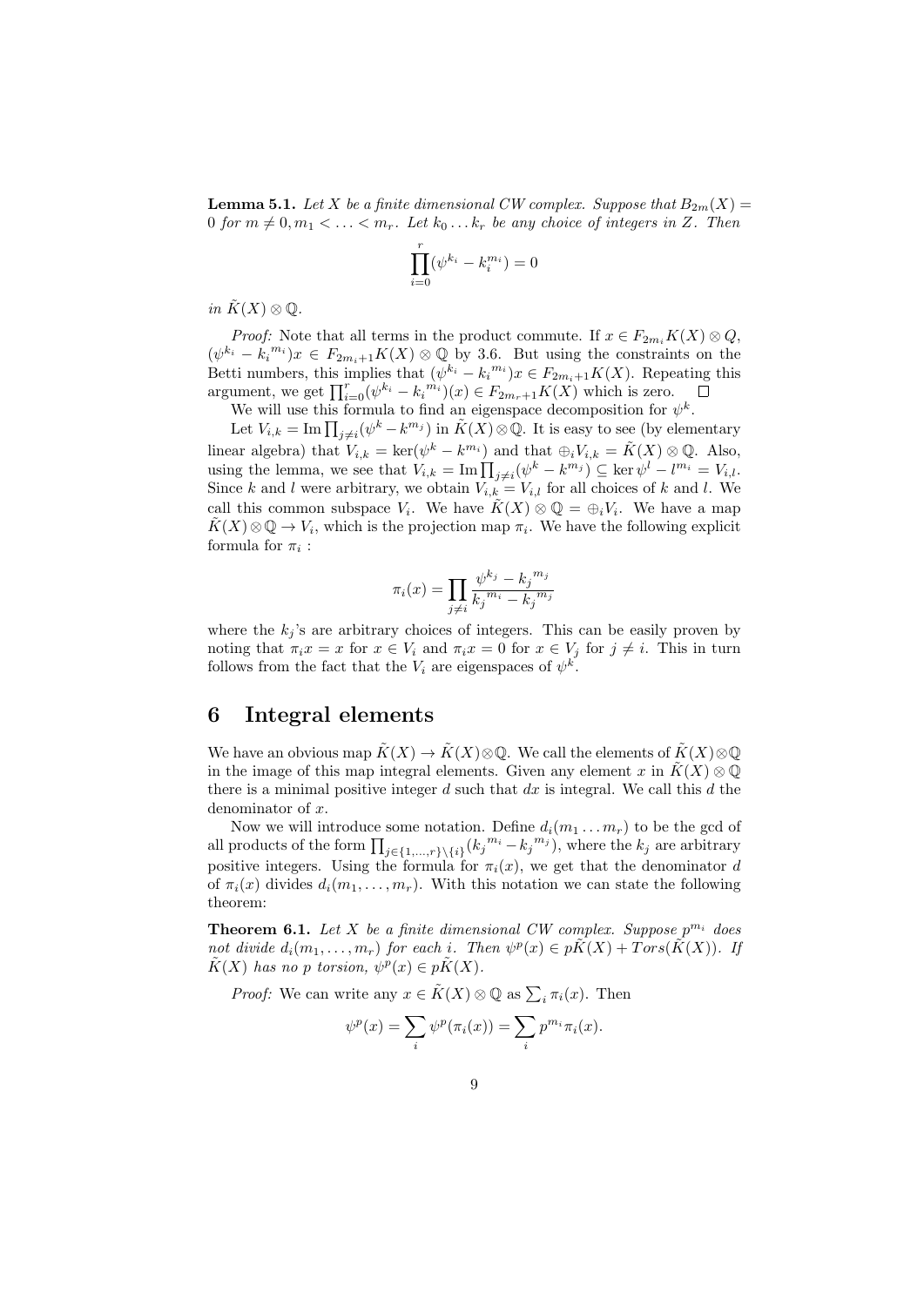**Lemma 5.1.** *Let $X$ be a finite dimensional CW complex. Suppose that $B_{2m}(X) = 0$ for $m \neq 0, m_1 < \ldots < m_r$. Let $k_0 \ldots k_r$ be any choice of integers in $Z$. Then*

$$\prod_{i=0}^{r} (\psi^{k_i} - k_i^{m_i}) = 0$$

*in $\tilde{K}(X) \otimes \mathbb{Q}$.*

*Proof:* Note that all terms in the product commute. If $x \in F_{2m_i} K(X) \otimes Q$, $(\psi^{k_i} - {k_i}^{m_i})x \in F_{2m_i+1} K(X) \otimes \mathbb{Q}$ by 3.6. But using the constraints on the Betti numbers, this implies that $(\psi^{k_i} - {k_i}^{m_i})x \in F_{2m_i+1} K(X)$. Repeating this argument, we get $\prod_{i=0}^{r} (\psi^{k_i} - {k_i}^{m_i})(x) \in F_{2m_r+1} K(X)$ which is zero. $\square$

We will use this formula to find an eigenspace decomposition for $\psi^k$.

Let $V_{i,k} = \mathrm{Im} \prod_{j \neq i} (\psi^k - k^{m_j})$ in $\tilde{K}(X) \otimes \mathbb{Q}$. It is easy to see (by elementary linear algebra) that $V_{i,k} = \ker(\psi^k - k^{m_i})$ and that $\oplus_i V_{i,k} = \tilde{K}(X) \otimes \mathbb{Q}$. Also, using the lemma, we see that $V_{i,k} = \mathrm{Im} \prod_{j \neq i} (\psi^k - k^{m_j}) \subseteq \ker \psi^l - l^{m_i} = V_{i,l}$. Since $k$ and $l$ were arbitrary, we obtain $V_{i,k} = V_{i,l}$ for all choices of $k$ and $l$. We call this common subspace $V_i$. We have $\tilde{K}(X) \otimes \mathbb{Q} = \oplus_i V_i$. We have a map $\tilde{K}(X) \otimes \mathbb{Q} \to V_i$, which is the projection map $\pi_i$. We have the following explicit formula for $\pi_i$ :

$$\pi_i(x) = \prod_{j \neq i} \frac{\psi^{k_j} - {k_j}^{m_j}}{{k_j}^{m_i} - {k_j}^{m_j}}$$

where the $k_j$'s are arbitrary choices of integers. This can be easily proven by noting that $\pi_i x = x$ for $x \in V_i$ and $\pi_i x = 0$ for $x \in V_j$ for $j \neq i$. This in turn follows from the fact that the $V_i$ are eigenspaces of $\psi^k$.

# 6 Integral elements

We have an obvious map $\tilde{K}(X) \to \tilde{K}(X) \otimes \mathbb{Q}$. We call the elements of $\tilde{K}(X) \otimes \mathbb{Q}$ in the image of this map integral elements. Given any element $x$ in $\tilde{K}(X) \otimes \mathbb{Q}$ there is a minimal positive integer $d$ such that $dx$ is integral. We call this $d$ the denominator of $x$.

Now we will introduce some notation. Define $d_i(m_1 \ldots m_r)$ to be the gcd of all products of the form $\prod_{j \in \{1,\ldots,r\} \setminus \{i\}} ({k_j}^{m_i} - {k_j}^{m_j})$, where the $k_j$ are arbitrary positive integers. Using the formula for $\pi_i(x)$, we get that the denominator $d$ of $\pi_i(x)$ divides $d_i(m_1, \ldots, m_r)$. With this notation we can state the following theorem:

**Theorem 6.1.** *Let $X$ be a finite dimensional CW complex. Suppose $p^{m_i}$ does not divide $d_i(m_1, \ldots, m_r)$ for each $i$. Then $\psi^p(x) \in p\tilde{K}(X) + Tors(\tilde{K}(X))$. If $\tilde{K}(X)$ has no $p$ torsion, $\psi^p(x) \in p\tilde{K}(X)$.*

*Proof:* We can write any $x \in \tilde{K}(X) \otimes \mathbb{Q}$ as $\sum_i \pi_i(x)$. Then

$$\psi^p(x) = \sum_i \psi^p(\pi_i(x)) = \sum_i p^{m_i} \pi_i(x).$$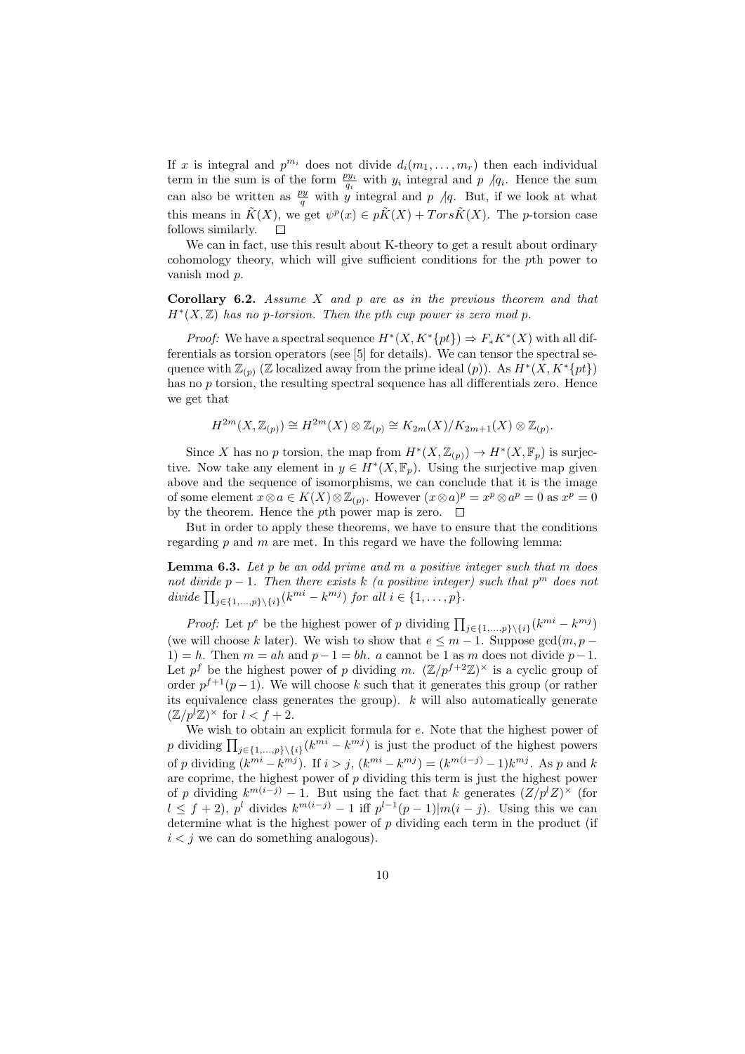If $x$ is integral and $p^{m_i}$ does not divide $d_i(m_1, \ldots, m_r)$ then each individual term in the sum is of the form $\frac{py_i}{q_i}$ with $y_i$ integral and $p \not| q_i$. Hence the sum can also be written as $\frac{py}{q}$ with $y$ integral and $p \not| q$. But, if we look at what this means in $\tilde{K}(X)$, we get $\psi^p(x) \in p\tilde{K}(X) + Tors\tilde{K}(X)$. The $p$-torsion case follows similarly. $\square$

We can in fact, use this result about K-theory to get a result about ordinary cohomology theory, which will give sufficient conditions for the $p$th power to vanish mod $p$.

**Corollary 6.2.** *Assume $X$ and $p$ are as in the previous theorem and that $H^*(X, \mathbb{Z})$ has no $p$-torsion. Then the pth cup power is zero mod $p$.*

*Proof:* We have a spectral sequence $H^*(X, K^*\{pt\}) \Rightarrow F_*K^*(X)$ with all differentials as torsion operators (see [5] for details). We can tensor the spectral sequence with $\mathbb{Z}_{(p)}$ ($\mathbb{Z}$ localized away from the prime ideal $(p)$). As $H^*(X, K^*\{pt\})$ has no $p$ torsion, the resulting spectral sequence has all differentials zero. Hence we get that

$$H^{2m}(X, \mathbb{Z}_{(p)}) \cong H^{2m}(X) \otimes \mathbb{Z}_{(p)} \cong K_{2m}(X)/K_{2m+1}(X) \otimes \mathbb{Z}_{(p)}.$$

Since $X$ has no $p$ torsion, the map from $H^*(X, \mathbb{Z}_{(p)}) \to H^*(X, \mathbb{F}_p)$ is surjective. Now take any element in $y \in H^*(X, \mathbb{F}_p)$. Using the surjective map given above and the sequence of isomorphisms, we can conclude that it is the image of some element $x \otimes a \in K(X) \otimes \mathbb{Z}_{(p)}$. However $(x \otimes a)^p = x^p \otimes a^p = 0$ as $x^p = 0$ by the theorem. Hence the $p$th power map is zero. $\square$

But in order to apply these theorems, we have to ensure that the conditions regarding $p$ and $m$ are met. In this regard we have the following lemma:

**Lemma 6.3.** *Let $p$ be an odd prime and $m$ a positive integer such that $m$ does not divide $p-1$. Then there exists $k$ (a positive integer) such that $p^m$ does not divide $\prod_{j \in \{1,\ldots,p\} \setminus \{i\}} (k^{mi} - k^{mj})$ for all $i \in \{1, \ldots, p\}$.*

*Proof:* Let $p^e$ be the highest power of $p$ dividing $\prod_{j \in \{1,\ldots,p\} \setminus \{i\}} (k^{mi} - k^{mj})$ (we will choose $k$ later). We wish to show that $e \leq m - 1$. Suppose $\gcd(m, p - 1) = h$. Then $m = ah$ and $p - 1 = bh$. $a$ cannot be 1 as $m$ does not divide $p - 1$. Let $p^f$ be the highest power of $p$ dividing $m$. $(\mathbb{Z}/p^{f+2}\mathbb{Z})^\times$ is a cyclic group of order $p^{f+1}(p-1)$. We will choose $k$ such that it generates this group (or rather its equivalence class generates the group). $k$ will also automatically generate $(\mathbb{Z}/p^l\mathbb{Z})^\times$ for $l < f + 2$.

We wish to obtain an explicit formula for $e$. Note that the highest power of $p$ dividing $\prod_{j \in \{1,\ldots,p\} \setminus \{i\}} (k^{mi} - k^{mj})$ is just the product of the highest powers of $p$ dividing $(k^{mi} - k^{mj})$. If $i > j$, $(k^{mi} - k^{mj}) = (k^{m(i-j)} - 1)k^{mj}$. As $p$ and $k$ are coprime, the highest power of $p$ dividing this term is just the highest power of $p$ dividing $k^{m(i-j)} - 1$. But using the fact that $k$ generates $(Z/p^l Z)^\times$ (for $l \leq f + 2$), $p^l$ divides $k^{m(i-j)} - 1$ iff $p^{l-1}(p-1) | m(i-j)$. Using this we can determine what is the highest power of $p$ dividing each term in the product (if $i < j$ we can do something analogous).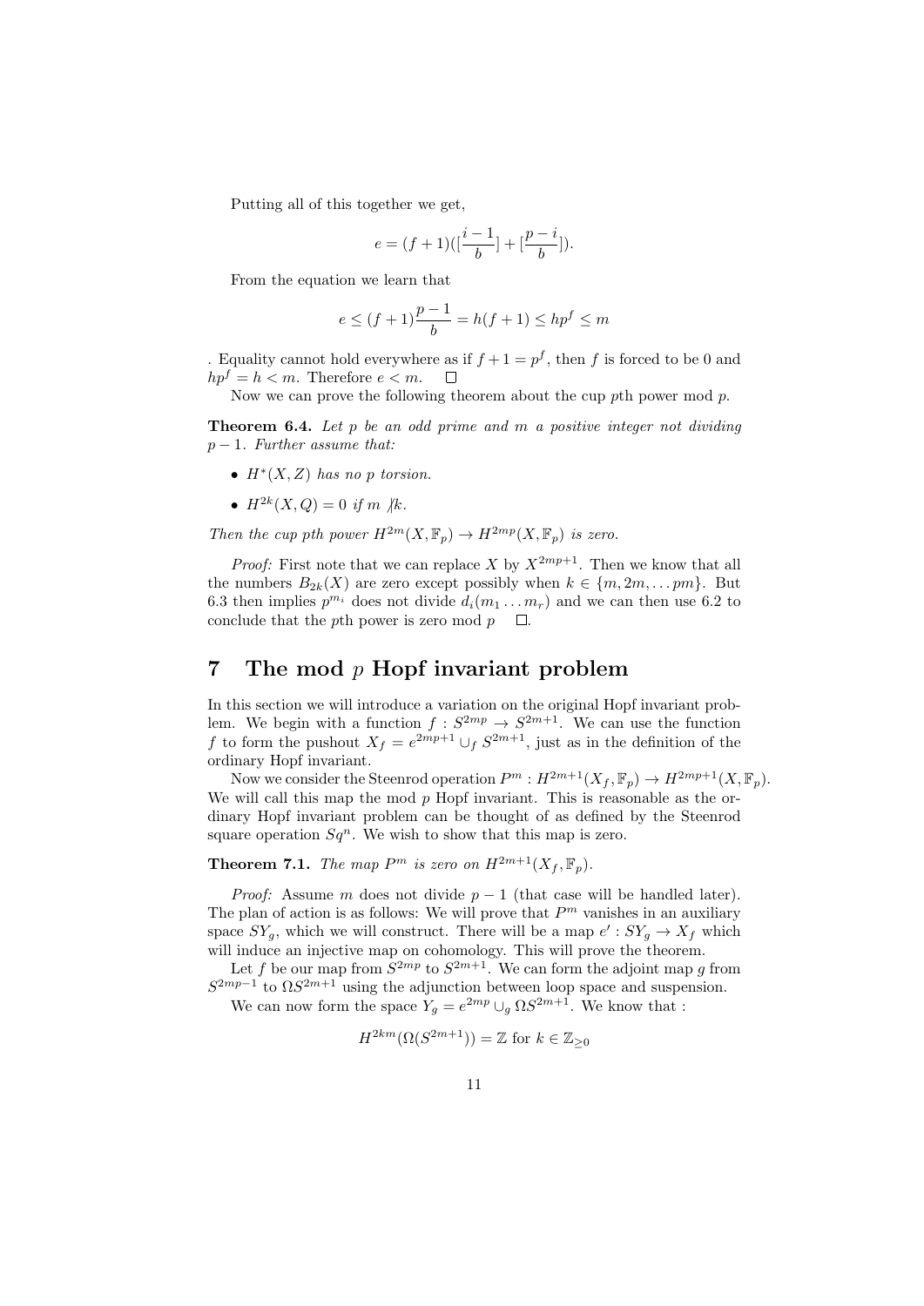Putting all of this together we get,

$$e = (f+1)([\frac{i-1}{b}] + [\frac{p-i}{b}]).$$

From the equation we learn that

$$e \leq (f+1)\frac{p-1}{b} = h(f+1) \leq hp^f \leq m$$

. Equality cannot hold everywhere as if $f+1 = p^f$, then $f$ is forced to be 0 and $hp^f = h < m$. Therefore $e < m$. $\square$

Now we can prove the following theorem about the cup $p$th power mod $p$.

**Theorem 6.4.** *Let $p$ be an odd prime and $m$ a positive integer not dividing $p-1$. Further assume that:*

- *$H^*(X, Z)$ has no $p$ torsion.*
- *$H^{2k}(X, Q) = 0$ if $m \not| k$.*

*Then the cup $p$th power $H^{2m}(X, \mathbb{F}_p) \to H^{2mp}(X, \mathbb{F}_p)$ is zero.*

*Proof:* First note that we can replace $X$ by $X^{2mp+1}$. Then we know that all the numbers $B_{2k}(X)$ are zero except possibly when $k \in \{m, 2m, \dots pm\}$. But 6.3 then implies $p^{m_i}$ does not divide $d_i(m_1 \dots m_r)$ and we can then use 6.2 to conclude that the $p$th power is zero mod $p$ $\square$.

# 7 The mod $p$ Hopf invariant problem

In this section we will introduce a variation on the original Hopf invariant problem. We begin with a function $f : S^{2mp} \to S^{2m+1}$. We can use the function $f$ to form the pushout $X_f = e^{2mp+1} \cup_f S^{2m+1}$, just as in the definition of the ordinary Hopf invariant.

Now we consider the Steenrod operation $P^m : H^{2m+1}(X_f, \mathbb{F}_p) \to H^{2mp+1}(X, \mathbb{F}_p)$. We will call this map the mod $p$ Hopf invariant. This is reasonable as the ordinary Hopf invariant problem can be thought of as defined by the Steenrod square operation $Sq^n$. We wish to show that this map is zero.

**Theorem 7.1.** *The map $P^m$ is zero on $H^{2m+1}(X_f, \mathbb{F}_p)$.*

*Proof:* Assume $m$ does not divide $p-1$ (that case will be handled later). The plan of action is as follows: We will prove that $P^m$ vanishes in an auxiliary space $SY_g$, which we will construct. There will be a map $e' : SY_g \to X_f$ which will induce an injective map on cohomology. This will prove the theorem.

Let $f$ be our map from $S^{2mp}$ to $S^{2m+1}$. We can form the adjoint map $g$ from $S^{2mp-1}$ to $\Omega S^{2m+1}$ using the adjunction between loop space and suspension.

We can now form the space $Y_g = e^{2mp} \cup_g \Omega S^{2m+1}$. We know that :

$$H^{2km}(\Omega(S^{2m+1})) = \mathbb{Z} \text{ for } k \in \mathbb{Z}_{\geq 0}$$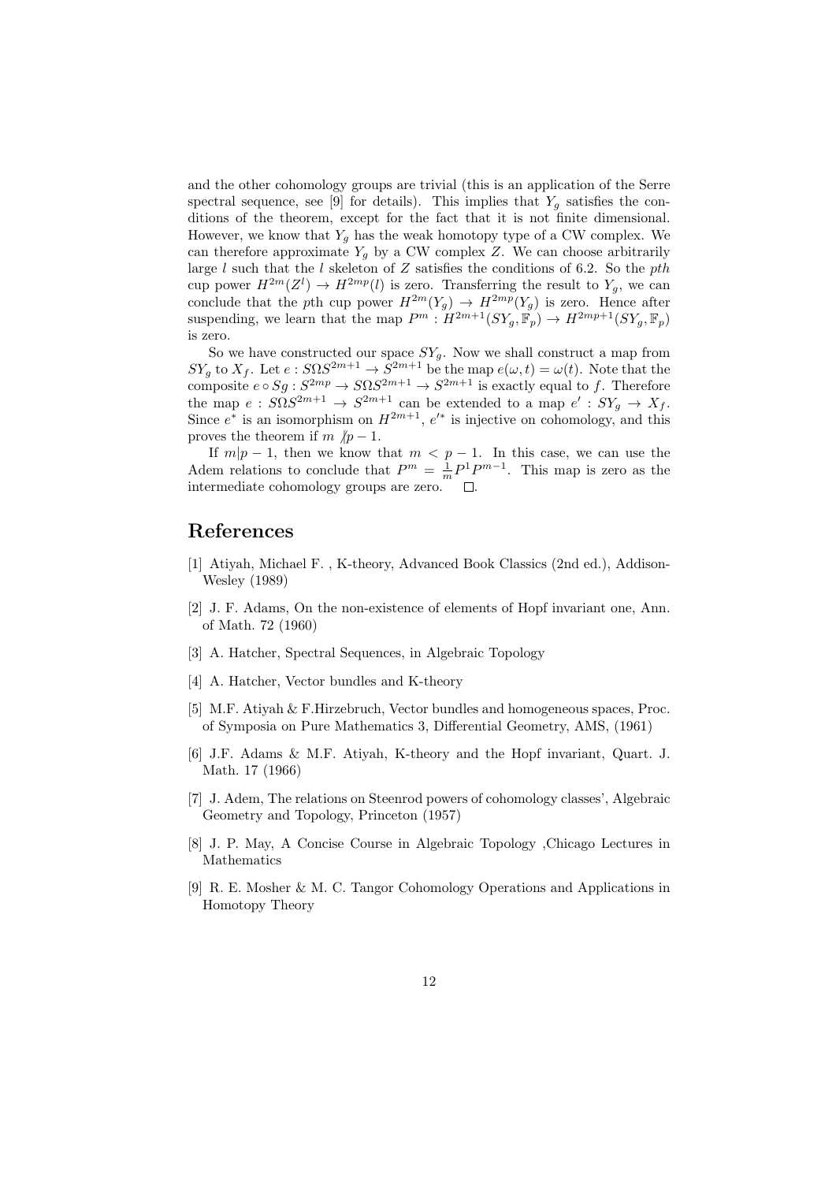and the other cohomology groups are trivial (this is an application of the Serre spectral sequence, see [9] for details). This implies that $Y_g$ satisfies the conditions of the theorem, except for the fact that it is not finite dimensional. However, we know that $Y_g$ has the weak homotopy type of a CW complex. We can therefore approximate $Y_g$ by a CW complex $Z$. We can choose arbitrarily large $l$ such that the $l$ skeleton of $Z$ satisfies the conditions of 6.2. So the $pth$ cup power $H^{2m}(Z^l) \to H^{2mp}(l)$ is zero. Transferring the result to $Y_g$, we can conclude that the $p$th cup power $H^{2m}(Y_g) \to H^{2mp}(Y_g)$ is zero. Hence after suspending, we learn that the map $P^m : H^{2m+1}(SY_g, \mathbb{F}_p) \to H^{2mp+1}(SY_g, \mathbb{F}_p)$ is zero.

So we have constructed our space $SY_g$. Now we shall construct a map from $SY_g$ to $X_f$. Let $e : S\Omega S^{2m+1} \to S^{2m+1}$ be the map $e(\omega, t) = \omega(t)$. Note that the composite $e \circ Sg : S^{2mp} \to S\Omega S^{2m+1} \to S^{2m+1}$ is exactly equal to $f$. Therefore the map $e : S\Omega S^{2m+1} \to S^{2m+1}$ can be extended to a map $e' : SY_g \to X_f$. Since $e^*$ is an isomorphism on $H^{2m+1}$, $e'^*$ is injective on cohomology, and this proves the theorem if $m \not| p-1$.

If $m | p-1$, then we know that $m < p-1$. In this case, we can use the Adem relations to conclude that $P^m = \frac{1}{m} P^1 P^{m-1}$. This map is zero as the intermediate cohomology groups are zero. $\square$.

## References

[1] Atiyah, Michael F. , K-theory, Advanced Book Classics (2nd ed.), Addison-Wesley (1989)

[2] J. F. Adams, On the non-existence of elements of Hopf invariant one, Ann. of Math. 72 (1960)

[3] A. Hatcher, Spectral Sequences, in Algebraic Topology

[4] A. Hatcher, Vector bundles and K-theory

[5] M.F. Atiyah & F.Hirzebruch, Vector bundles and homogeneous spaces, Proc. of Symposia on Pure Mathematics 3, Differential Geometry, AMS, (1961)

[6] J.F. Adams & M.F. Atiyah, K-theory and the Hopf invariant, Quart. J. Math. 17 (1966)

[7] J. Adem, The relations on Steenrod powers of cohomology classes', Algebraic Geometry and Topology, Princeton (1957)

[8] J. P. May, A Concise Course in Algebraic Topology ,Chicago Lectures in Mathematics

[9] R. E. Mosher & M. C. Tangor Cohomology Operations and Applications in Homotopy Theory